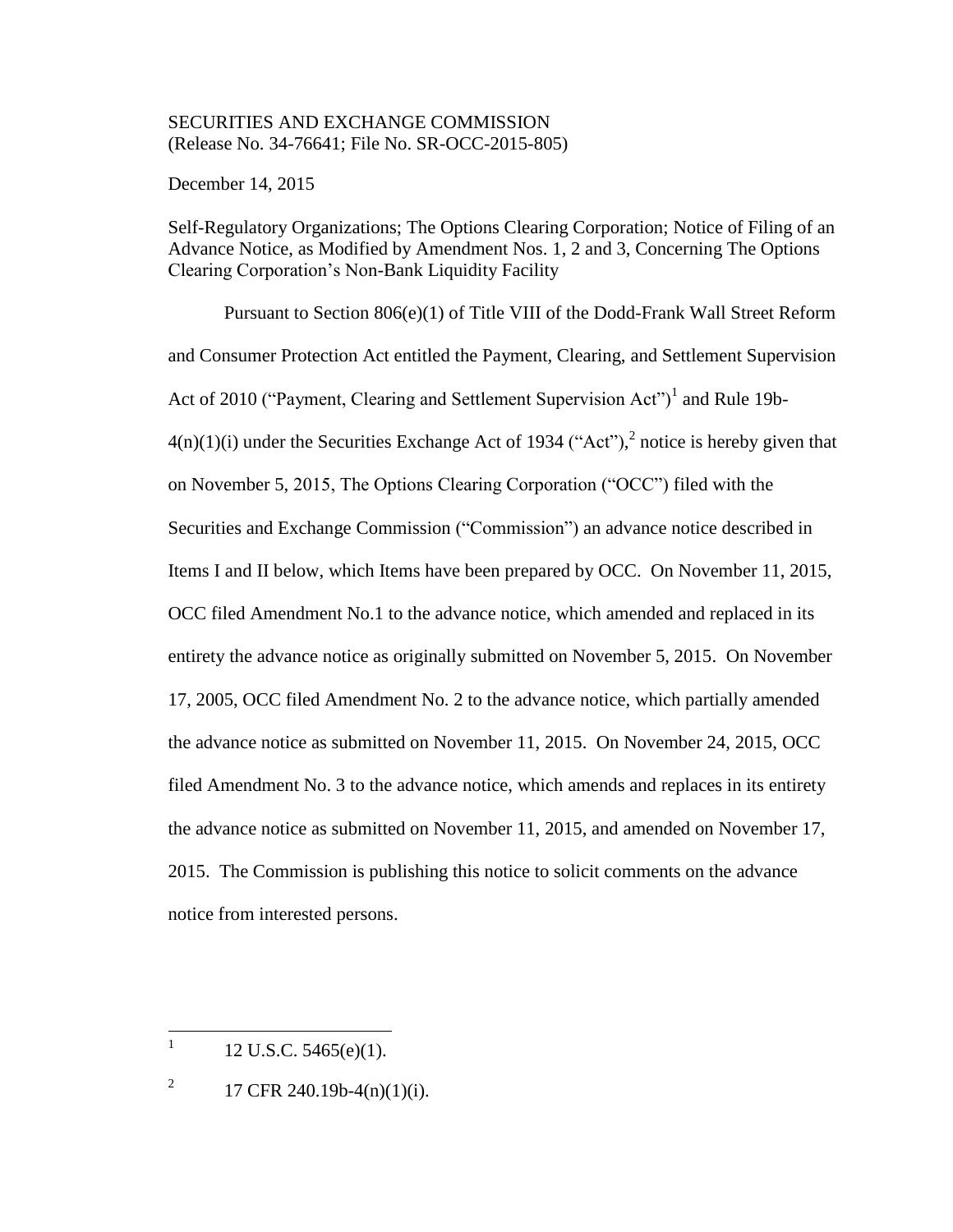SECURITIES AND EXCHANGE COMMISSION
(Release No. 34-76641; File No. SR-OCC-2015-805)

December 14, 2015

Self-Regulatory Organizations; The Options Clearing Corporation; Notice of Filing of an Advance Notice, as Modified by Amendment Nos. 1, 2 and 3, Concerning The Options Clearing Corporation's Non-Bank Liquidity Facility

Pursuant to Section 806(e)(1) of Title VIII of the Dodd-Frank Wall Street Reform and Consumer Protection Act entitled the Payment, Clearing, and Settlement Supervision Act of 2010 ("Payment, Clearing and Settlement Supervision Act")[1] and Rule 19b-4(n)(1)(i) under the Securities Exchange Act of 1934 ("Act"),[2] notice is hereby given that on November 5, 2015, The Options Clearing Corporation ("OCC") filed with the Securities and Exchange Commission ("Commission") an advance notice described in Items I and II below, which Items have been prepared by OCC. On November 11, 2015, OCC filed Amendment No.1 to the advance notice, which amended and replaced in its entirety the advance notice as originally submitted on November 5, 2015. On November 17, 2005, OCC filed Amendment No. 2 to the advance notice, which partially amended the advance notice as submitted on November 11, 2015. On November 24, 2015, OCC filed Amendment No. 3 to the advance notice, which amends and replaces in its entirety the advance notice as submitted on November 11, 2015, and amended on November 17, 2015. The Commission is publishing this notice to solicit comments on the advance notice from interested persons.

---

[1] 12 U.S.C. 5465(e)(1).

[2] 17 CFR 240.19b-4(n)(1)(i).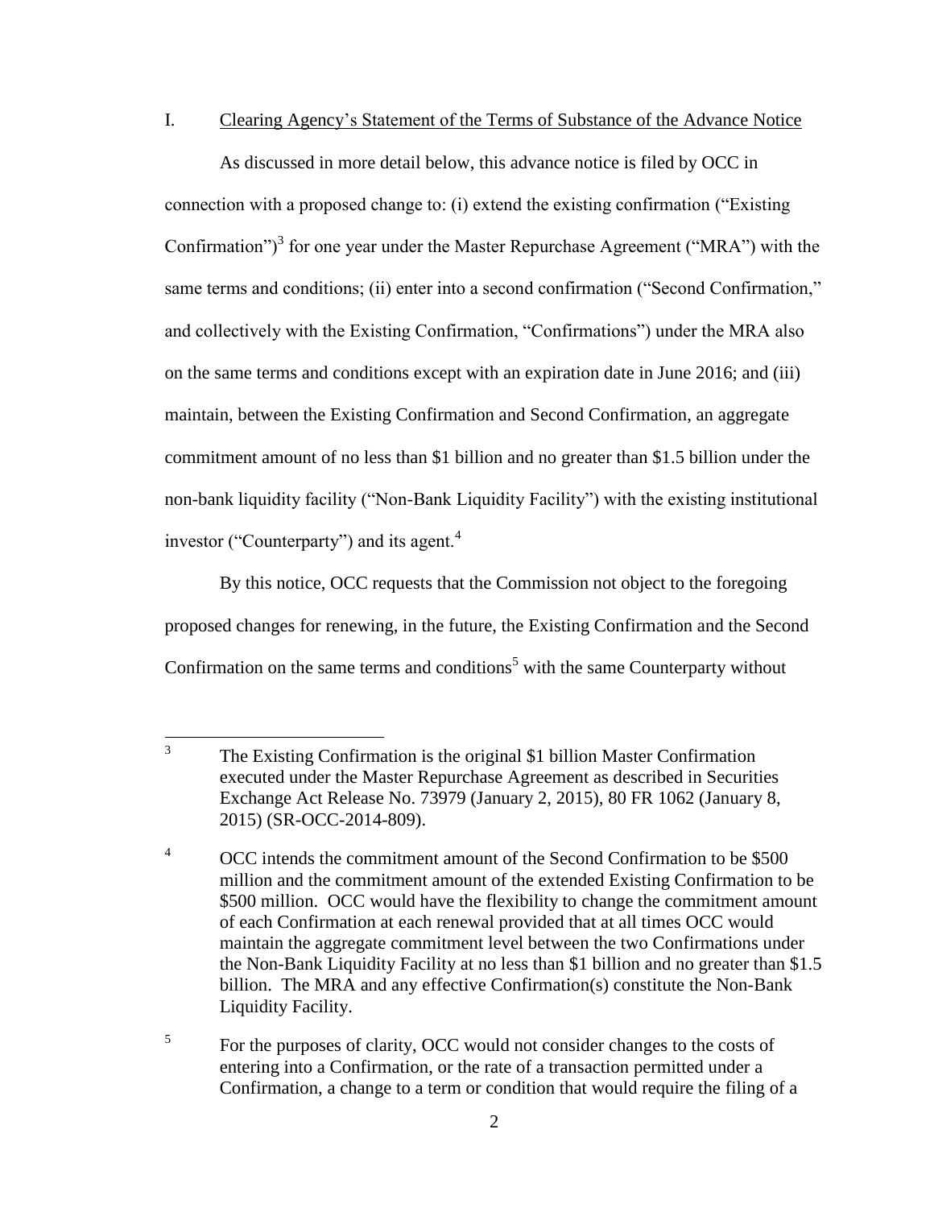I. Clearing Agency's Statement of the Terms of Substance of the Advance Notice

As discussed in more detail below, this advance notice is filed by OCC in connection with a proposed change to: (i) extend the existing confirmation ("Existing Confirmation")[3] for one year under the Master Repurchase Agreement ("MRA") with the same terms and conditions; (ii) enter into a second confirmation ("Second Confirmation," and collectively with the Existing Confirmation, "Confirmations") under the MRA also on the same terms and conditions except with an expiration date in June 2016; and (iii) maintain, between the Existing Confirmation and Second Confirmation, an aggregate commitment amount of no less than \$1 billion and no greater than \$1.5 billion under the non-bank liquidity facility ("Non-Bank Liquidity Facility") with the existing institutional investor ("Counterparty") and its agent.[4]

By this notice, OCC requests that the Commission not object to the foregoing proposed changes for renewing, in the future, the Existing Confirmation and the Second Confirmation on the same terms and conditions[5] with the same Counterparty without

---

[3] The Existing Confirmation is the original \$1 billion Master Confirmation executed under the Master Repurchase Agreement as described in Securities Exchange Act Release No. 73979 (January 2, 2015), 80 FR 1062 (January 8, 2015) (SR-OCC-2014-809).

[4] OCC intends the commitment amount of the Second Confirmation to be \$500 million and the commitment amount of the extended Existing Confirmation to be \$500 million. OCC would have the flexibility to change the commitment amount of each Confirmation at each renewal provided that at all times OCC would maintain the aggregate commitment level between the two Confirmations under the Non-Bank Liquidity Facility at no less than \$1 billion and no greater than \$1.5 billion. The MRA and any effective Confirmation(s) constitute the Non-Bank Liquidity Facility.

[5] For the purposes of clarity, OCC would not consider changes to the costs of entering into a Confirmation, or the rate of a transaction permitted under a Confirmation, a change to a term or condition that would require the filing of a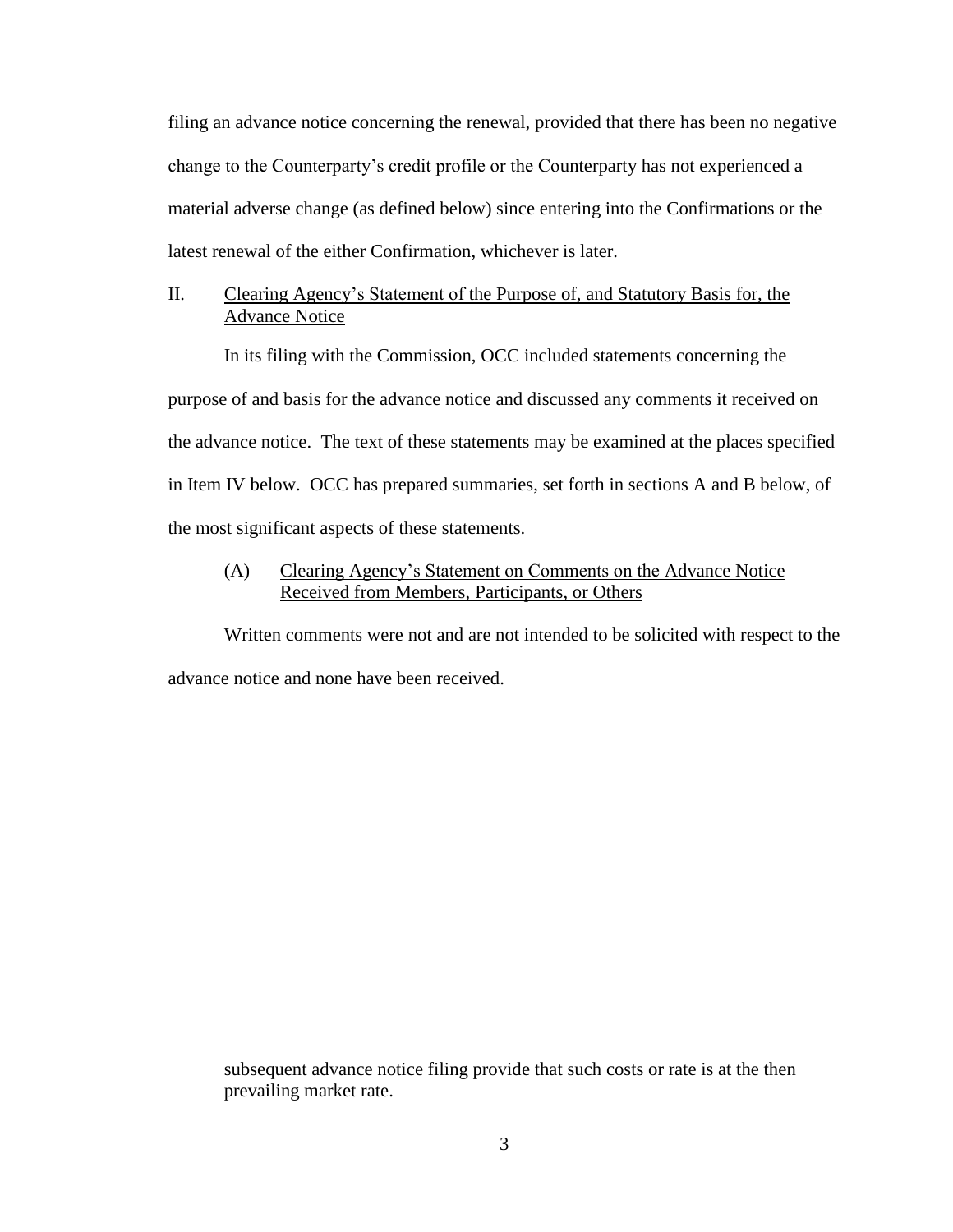filing an advance notice concerning the renewal, provided that there has been no negative change to the Counterparty's credit profile or the Counterparty has not experienced a material adverse change (as defined below) since entering into the Confirmations or the latest renewal of the either Confirmation, whichever is later.

## II. Clearing Agency's Statement of the Purpose of, and Statutory Basis for, the Advance Notice

In its filing with the Commission, OCC included statements concerning the purpose of and basis for the advance notice and discussed any comments it received on the advance notice. The text of these statements may be examined at the places specified in Item IV below. OCC has prepared summaries, set forth in sections A and B below, of the most significant aspects of these statements.

### (A) Clearing Agency's Statement on Comments on the Advance Notice Received from Members, Participants, or Others

Written comments were not and are not intended to be solicited with respect to the advance notice and none have been received.

---

subsequent advance notice filing provide that such costs or rate is at the then prevailing market rate.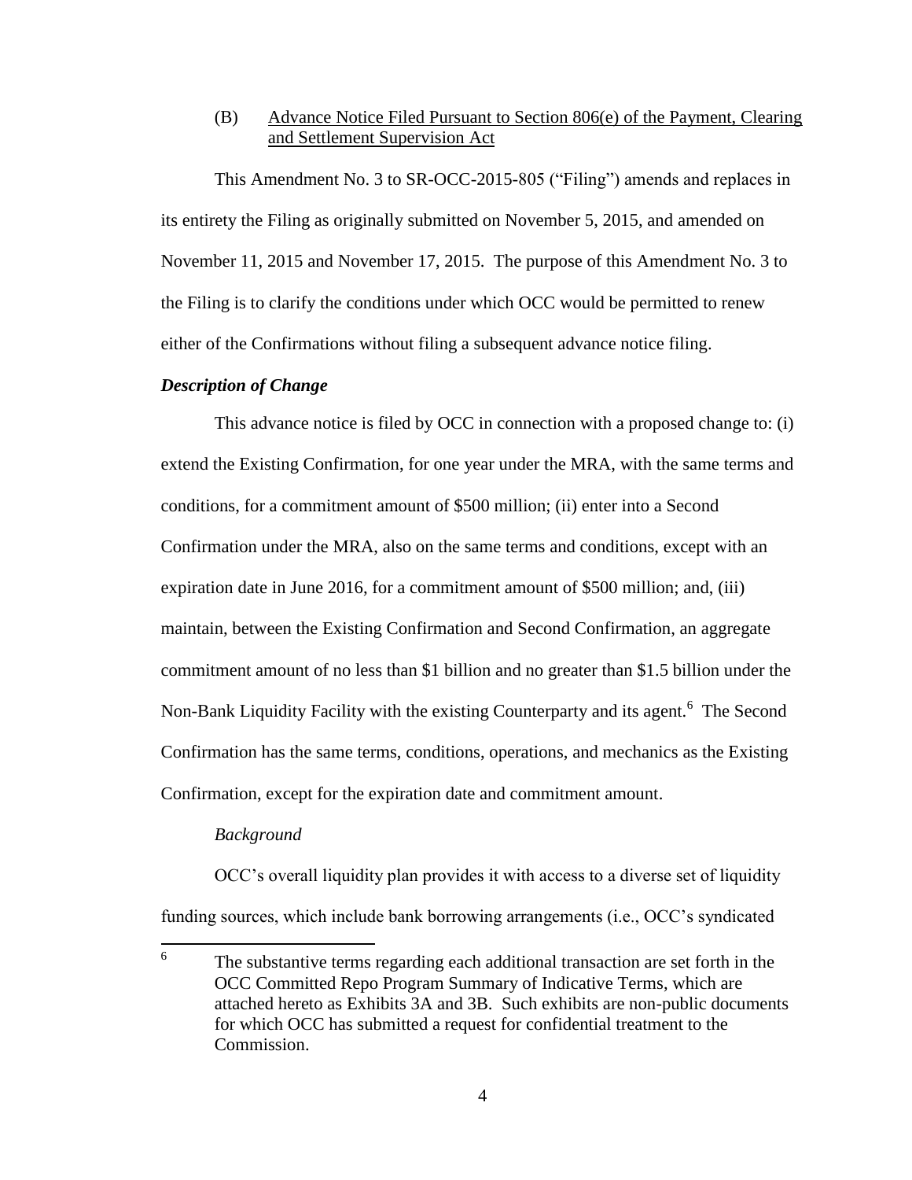(B) Advance Notice Filed Pursuant to Section 806(e) of the Payment, Clearing and Settlement Supervision Act

This Amendment No. 3 to SR-OCC-2015-805 ("Filing") amends and replaces in its entirety the Filing as originally submitted on November 5, 2015, and amended on November 11, 2015 and November 17, 2015. The purpose of this Amendment No. 3 to the Filing is to clarify the conditions under which OCC would be permitted to renew either of the Confirmations without filing a subsequent advance notice filing.

***Description of Change***

This advance notice is filed by OCC in connection with a proposed change to: (i) extend the Existing Confirmation, for one year under the MRA, with the same terms and conditions, for a commitment amount of $500 million; (ii) enter into a Second Confirmation under the MRA, also on the same terms and conditions, except with an expiration date in June 2016, for a commitment amount of $500 million; and, (iii) maintain, between the Existing Confirmation and Second Confirmation, an aggregate commitment amount of no less than $1 billion and no greater than $1.5 billion under the Non-Bank Liquidity Facility with the existing Counterparty and its agent.[6] The Second Confirmation has the same terms, conditions, operations, and mechanics as the Existing Confirmation, except for the expiration date and commitment amount.

*Background*

OCC's overall liquidity plan provides it with access to a diverse set of liquidity funding sources, which include bank borrowing arrangements (i.e., OCC's syndicated

---

[6] The substantive terms regarding each additional transaction are set forth in the OCC Committed Repo Program Summary of Indicative Terms, which are attached hereto as Exhibits 3A and 3B. Such exhibits are non-public documents for which OCC has submitted a request for confidential treatment to the Commission.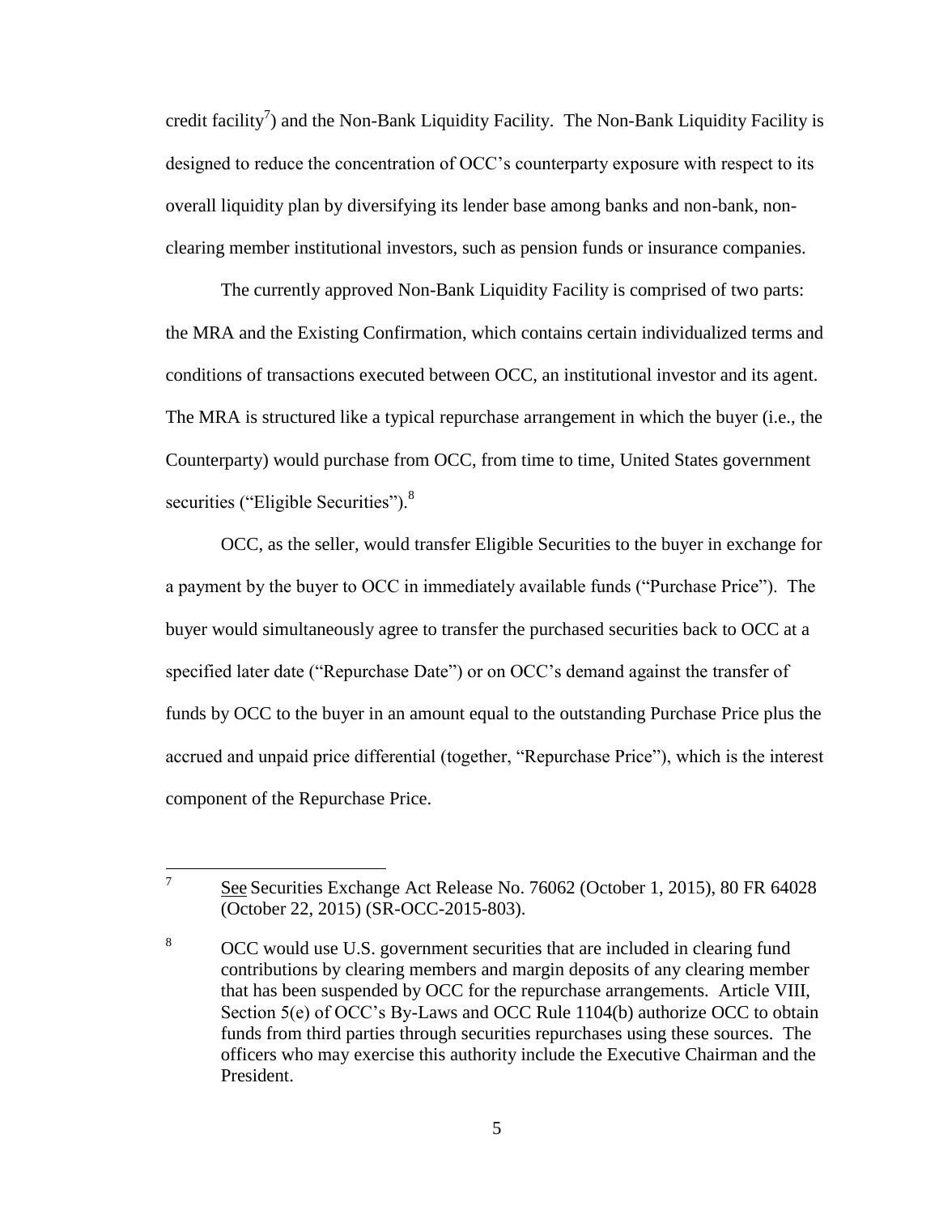credit facility[7]) and the Non-Bank Liquidity Facility. The Non-Bank Liquidity Facility is designed to reduce the concentration of OCC's counterparty exposure with respect to its overall liquidity plan by diversifying its lender base among banks and non-bank, non-clearing member institutional investors, such as pension funds or insurance companies.

The currently approved Non-Bank Liquidity Facility is comprised of two parts: the MRA and the Existing Confirmation, which contains certain individualized terms and conditions of transactions executed between OCC, an institutional investor and its agent. The MRA is structured like a typical repurchase arrangement in which the buyer (i.e., the Counterparty) would purchase from OCC, from time to time, United States government securities ("Eligible Securities").[8]

OCC, as the seller, would transfer Eligible Securities to the buyer in exchange for a payment by the buyer to OCC in immediately available funds ("Purchase Price"). The buyer would simultaneously agree to transfer the purchased securities back to OCC at a specified later date ("Repurchase Date") or on OCC's demand against the transfer of funds by OCC to the buyer in an amount equal to the outstanding Purchase Price plus the accrued and unpaid price differential (together, "Repurchase Price"), which is the interest component of the Repurchase Price.

---

[7] See Securities Exchange Act Release No. 76062 (October 1, 2015), 80 FR 64028 (October 22, 2015) (SR-OCC-2015-803).

[8] OCC would use U.S. government securities that are included in clearing fund contributions by clearing members and margin deposits of any clearing member that has been suspended by OCC for the repurchase arrangements. Article VIII, Section 5(e) of OCC's By-Laws and OCC Rule 1104(b) authorize OCC to obtain funds from third parties through securities repurchases using these sources. The officers who may exercise this authority include the Executive Chairman and the President.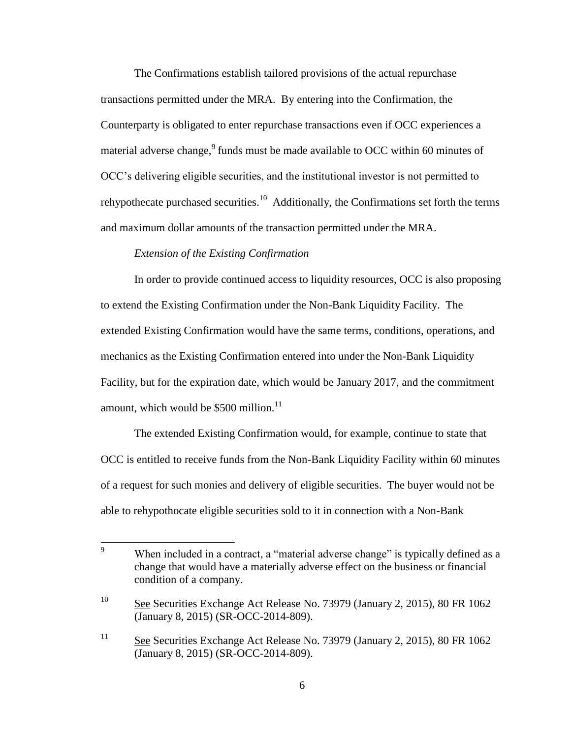The Confirmations establish tailored provisions of the actual repurchase transactions permitted under the MRA. By entering into the Confirmation, the Counterparty is obligated to enter repurchase transactions even if OCC experiences a material adverse change,[9] funds must be made available to OCC within 60 minutes of OCC's delivering eligible securities, and the institutional investor is not permitted to rehypothecate purchased securities.[10] Additionally, the Confirmations set forth the terms and maximum dollar amounts of the transaction permitted under the MRA.

*Extension of the Existing Confirmation*

In order to provide continued access to liquidity resources, OCC is also proposing to extend the Existing Confirmation under the Non-Bank Liquidity Facility. The extended Existing Confirmation would have the same terms, conditions, operations, and mechanics as the Existing Confirmation entered into under the Non-Bank Liquidity Facility, but for the expiration date, which would be January 2017, and the commitment amount, which would be $500 million.[11]

The extended Existing Confirmation would, for example, continue to state that OCC is entitled to receive funds from the Non-Bank Liquidity Facility within 60 minutes of a request for such monies and delivery of eligible securities. The buyer would not be able to rehypothocate eligible securities sold to it in connection with a Non-Bank

---

[9] When included in a contract, a "material adverse change" is typically defined as a change that would have a materially adverse effect on the business or financial condition of a company.

[10] See Securities Exchange Act Release No. 73979 (January 2, 2015), 80 FR 1062 (January 8, 2015) (SR-OCC-2014-809).

[11] See Securities Exchange Act Release No. 73979 (January 2, 2015), 80 FR 1062 (January 8, 2015) (SR-OCC-2014-809).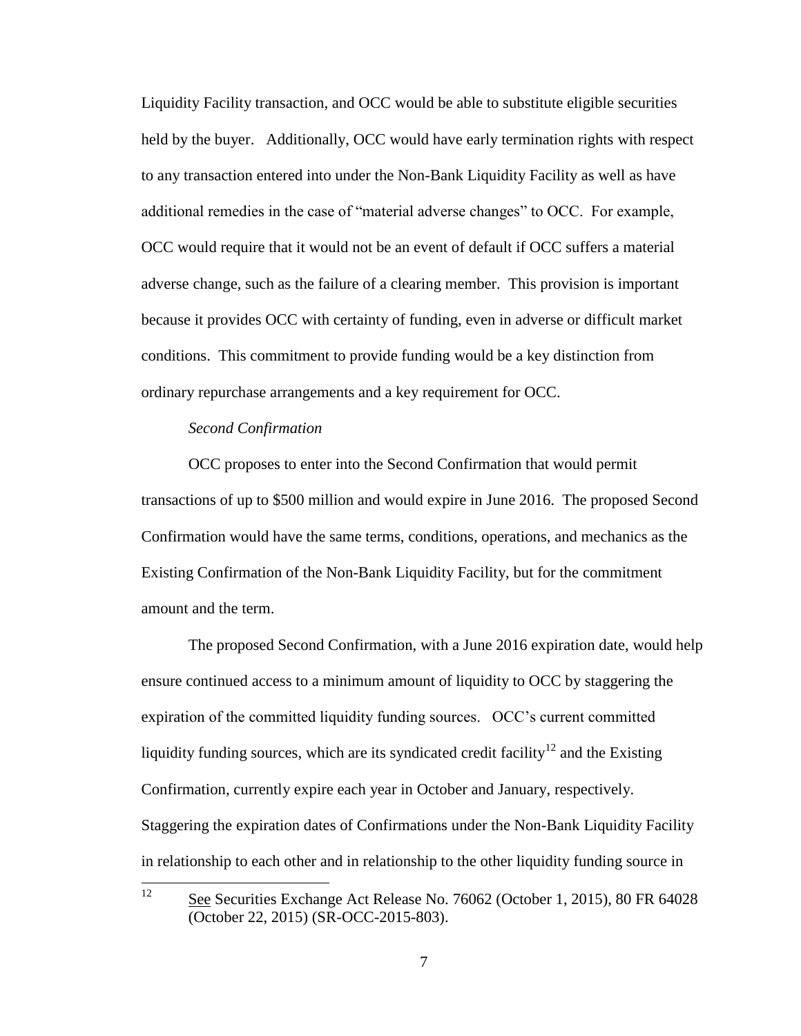Liquidity Facility transaction, and OCC would be able to substitute eligible securities held by the buyer. Additionally, OCC would have early termination rights with respect to any transaction entered into under the Non-Bank Liquidity Facility as well as have additional remedies in the case of "material adverse changes" to OCC. For example, OCC would require that it would not be an event of default if OCC suffers a material adverse change, such as the failure of a clearing member. This provision is important because it provides OCC with certainty of funding, even in adverse or difficult market conditions. This commitment to provide funding would be a key distinction from ordinary repurchase arrangements and a key requirement for OCC.

*Second Confirmation*

OCC proposes to enter into the Second Confirmation that would permit transactions of up to $500 million and would expire in June 2016. The proposed Second Confirmation would have the same terms, conditions, operations, and mechanics as the Existing Confirmation of the Non-Bank Liquidity Facility, but for the commitment amount and the term.

The proposed Second Confirmation, with a June 2016 expiration date, would help ensure continued access to a minimum amount of liquidity to OCC by staggering the expiration of the committed liquidity funding sources. OCC's current committed liquidity funding sources, which are its syndicated credit facility[12] and the Existing Confirmation, currently expire each year in October and January, respectively. Staggering the expiration dates of Confirmations under the Non-Bank Liquidity Facility in relationship to each other and in relationship to the other liquidity funding source in

[12] See Securities Exchange Act Release No. 76062 (October 1, 2015), 80 FR 64028 (October 22, 2015) (SR-OCC-2015-803).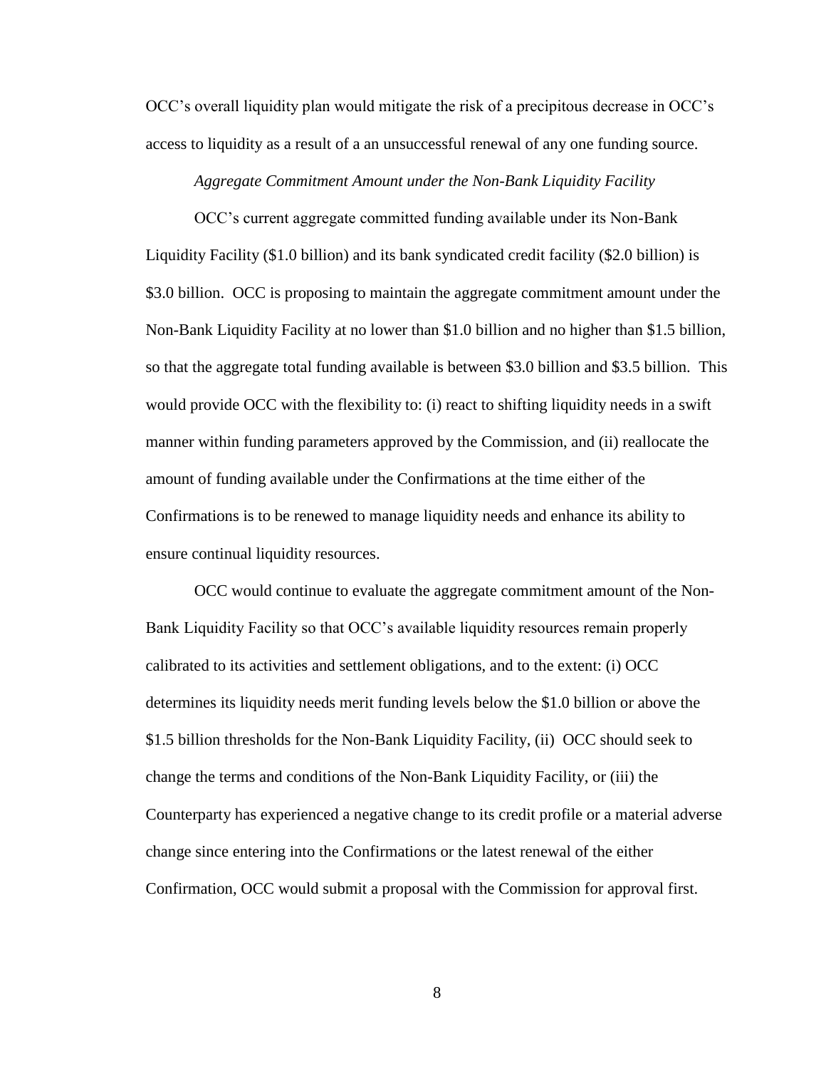OCC's overall liquidity plan would mitigate the risk of a precipitous decrease in OCC's access to liquidity as a result of a an unsuccessful renewal of any one funding source.

*Aggregate Commitment Amount under the Non-Bank Liquidity Facility*

OCC's current aggregate committed funding available under its Non-Bank Liquidity Facility ($1.0 billion) and its bank syndicated credit facility ($2.0 billion) is $3.0 billion. OCC is proposing to maintain the aggregate commitment amount under the Non-Bank Liquidity Facility at no lower than $1.0 billion and no higher than $1.5 billion, so that the aggregate total funding available is between $3.0 billion and $3.5 billion. This would provide OCC with the flexibility to: (i) react to shifting liquidity needs in a swift manner within funding parameters approved by the Commission, and (ii) reallocate the amount of funding available under the Confirmations at the time either of the Confirmations is to be renewed to manage liquidity needs and enhance its ability to ensure continual liquidity resources.

OCC would continue to evaluate the aggregate commitment amount of the Non-Bank Liquidity Facility so that OCC's available liquidity resources remain properly calibrated to its activities and settlement obligations, and to the extent: (i) OCC determines its liquidity needs merit funding levels below the $1.0 billion or above the $1.5 billion thresholds for the Non-Bank Liquidity Facility, (ii) OCC should seek to change the terms and conditions of the Non-Bank Liquidity Facility, or (iii) the Counterparty has experienced a negative change to its credit profile or a material adverse change since entering into the Confirmations or the latest renewal of the either Confirmation, OCC would submit a proposal with the Commission for approval first.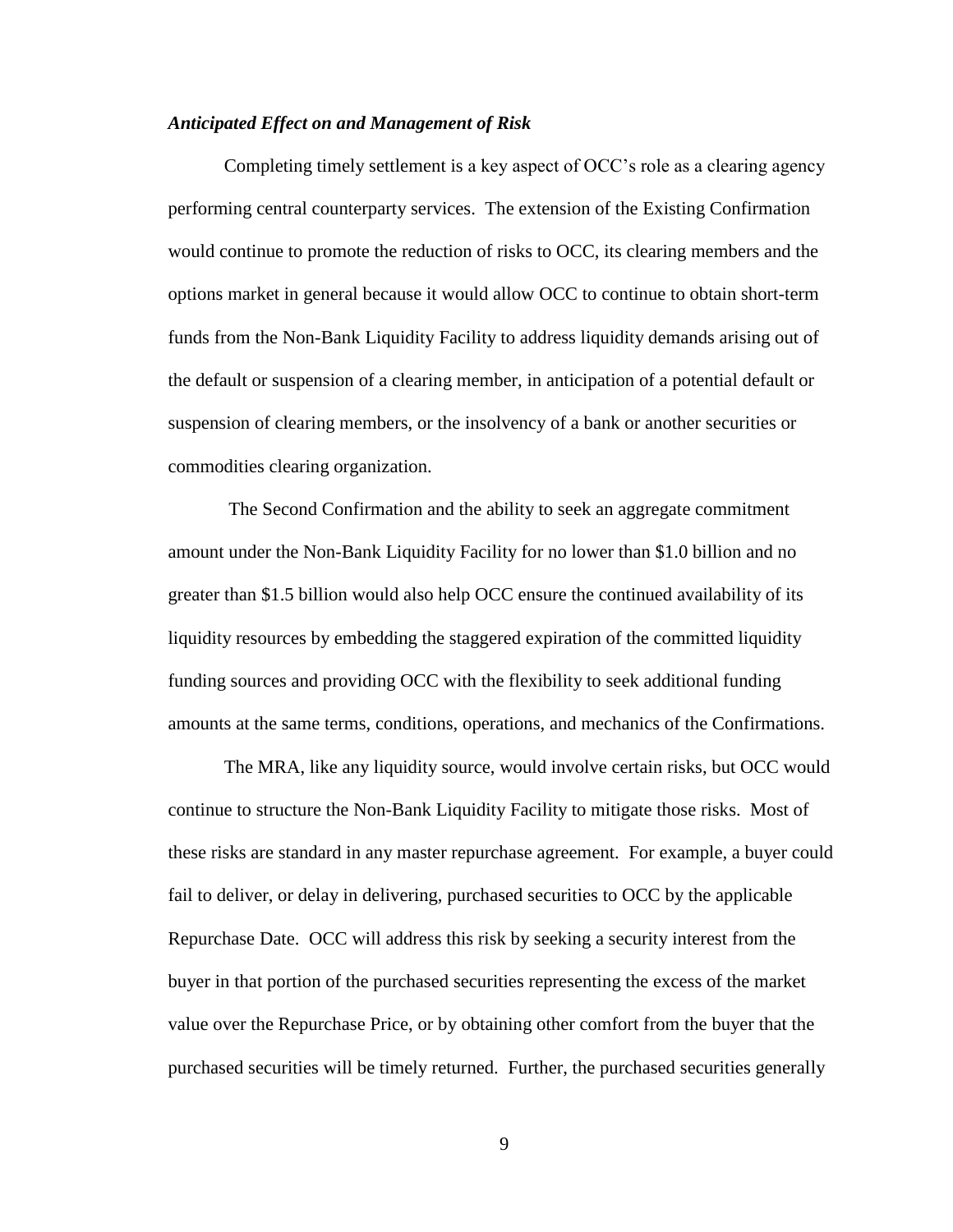### *Anticipated Effect on and Management of Risk*

Completing timely settlement is a key aspect of OCC's role as a clearing agency performing central counterparty services. The extension of the Existing Confirmation would continue to promote the reduction of risks to OCC, its clearing members and the options market in general because it would allow OCC to continue to obtain short-term funds from the Non-Bank Liquidity Facility to address liquidity demands arising out of the default or suspension of a clearing member, in anticipation of a potential default or suspension of clearing members, or the insolvency of a bank or another securities or commodities clearing organization.

The Second Confirmation and the ability to seek an aggregate commitment amount under the Non-Bank Liquidity Facility for no lower than $1.0 billion and no greater than $1.5 billion would also help OCC ensure the continued availability of its liquidity resources by embedding the staggered expiration of the committed liquidity funding sources and providing OCC with the flexibility to seek additional funding amounts at the same terms, conditions, operations, and mechanics of the Confirmations.

The MRA, like any liquidity source, would involve certain risks, but OCC would continue to structure the Non-Bank Liquidity Facility to mitigate those risks. Most of these risks are standard in any master repurchase agreement. For example, a buyer could fail to deliver, or delay in delivering, purchased securities to OCC by the applicable Repurchase Date. OCC will address this risk by seeking a security interest from the buyer in that portion of the purchased securities representing the excess of the market value over the Repurchase Price, or by obtaining other comfort from the buyer that the purchased securities will be timely returned. Further, the purchased securities generally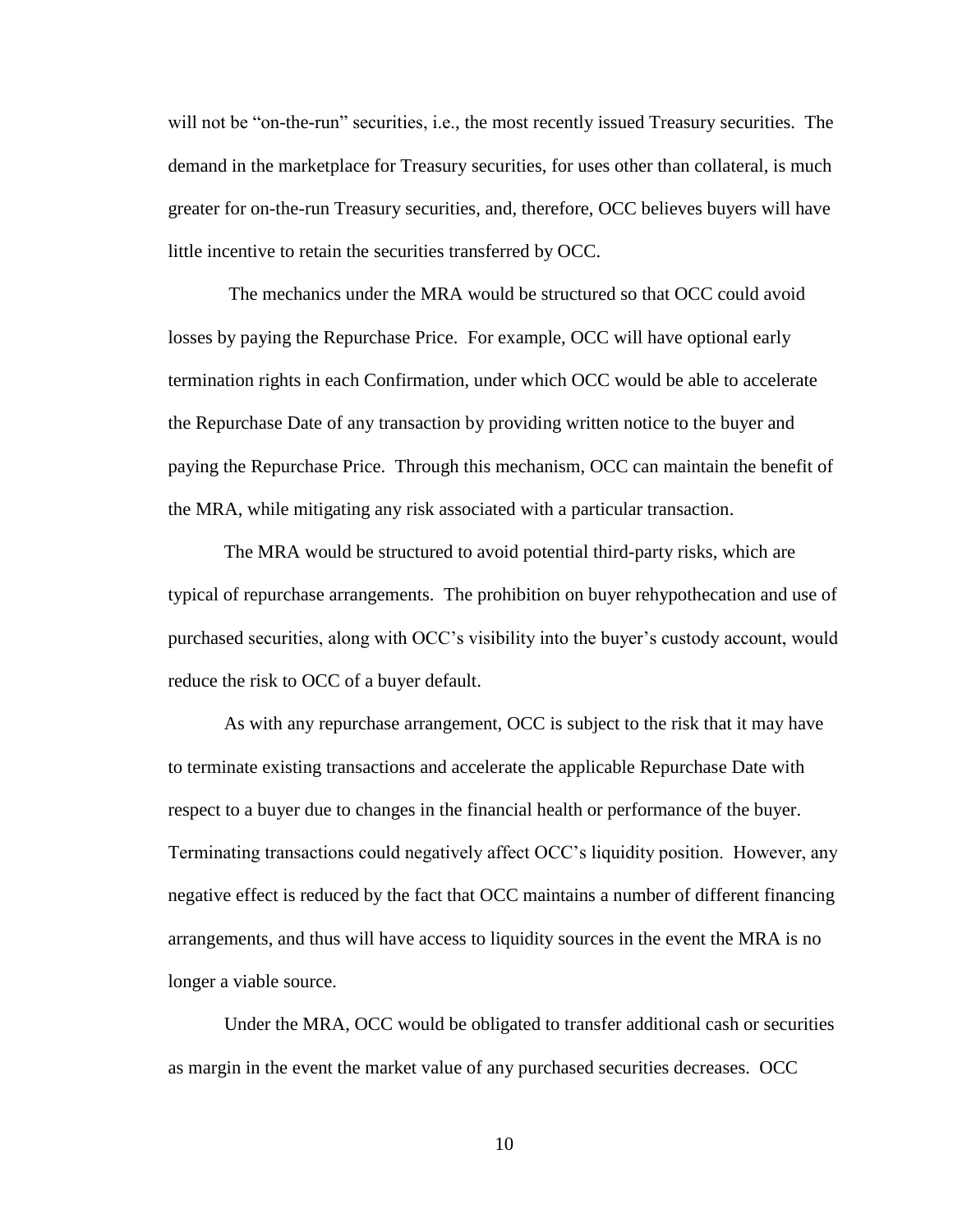will not be "on-the-run" securities, i.e., the most recently issued Treasury securities. The demand in the marketplace for Treasury securities, for uses other than collateral, is much greater for on-the-run Treasury securities, and, therefore, OCC believes buyers will have little incentive to retain the securities transferred by OCC.

The mechanics under the MRA would be structured so that OCC could avoid losses by paying the Repurchase Price. For example, OCC will have optional early termination rights in each Confirmation, under which OCC would be able to accelerate the Repurchase Date of any transaction by providing written notice to the buyer and paying the Repurchase Price. Through this mechanism, OCC can maintain the benefit of the MRA, while mitigating any risk associated with a particular transaction.

The MRA would be structured to avoid potential third-party risks, which are typical of repurchase arrangements. The prohibition on buyer rehypothecation and use of purchased securities, along with OCC's visibility into the buyer's custody account, would reduce the risk to OCC of a buyer default.

As with any repurchase arrangement, OCC is subject to the risk that it may have to terminate existing transactions and accelerate the applicable Repurchase Date with respect to a buyer due to changes in the financial health or performance of the buyer. Terminating transactions could negatively affect OCC's liquidity position. However, any negative effect is reduced by the fact that OCC maintains a number of different financing arrangements, and thus will have access to liquidity sources in the event the MRA is no longer a viable source.

Under the MRA, OCC would be obligated to transfer additional cash or securities as margin in the event the market value of any purchased securities decreases. OCC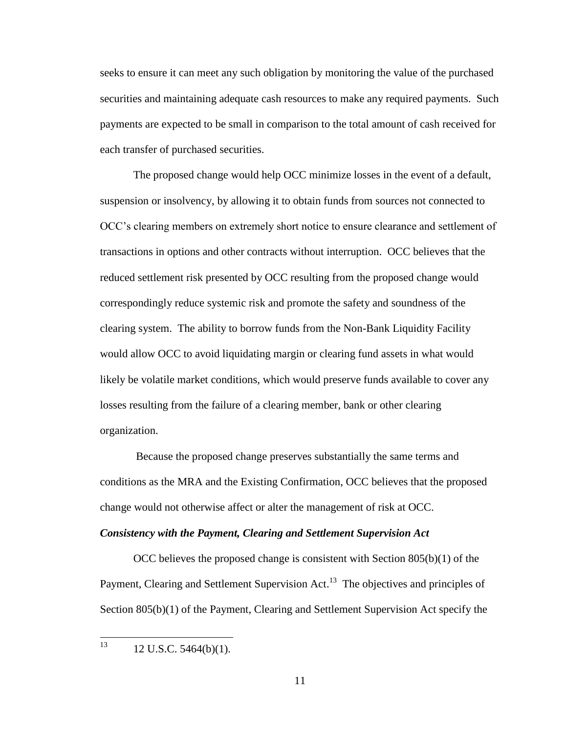seeks to ensure it can meet any such obligation by monitoring the value of the purchased securities and maintaining adequate cash resources to make any required payments. Such payments are expected to be small in comparison to the total amount of cash received for each transfer of purchased securities.

The proposed change would help OCC minimize losses in the event of a default, suspension or insolvency, by allowing it to obtain funds from sources not connected to OCC's clearing members on extremely short notice to ensure clearance and settlement of transactions in options and other contracts without interruption. OCC believes that the reduced settlement risk presented by OCC resulting from the proposed change would correspondingly reduce systemic risk and promote the safety and soundness of the clearing system. The ability to borrow funds from the Non-Bank Liquidity Facility would allow OCC to avoid liquidating margin or clearing fund assets in what would likely be volatile market conditions, which would preserve funds available to cover any losses resulting from the failure of a clearing member, bank or other clearing organization.

Because the proposed change preserves substantially the same terms and conditions as the MRA and the Existing Confirmation, OCC believes that the proposed change would not otherwise affect or alter the management of risk at OCC.

***Consistency with the Payment, Clearing and Settlement Supervision Act***

OCC believes the proposed change is consistent with Section 805(b)(1) of the Payment, Clearing and Settlement Supervision Act.[13] The objectives and principles of Section 805(b)(1) of the Payment, Clearing and Settlement Supervision Act specify the

---

[13] 12 U.S.C. 5464(b)(1).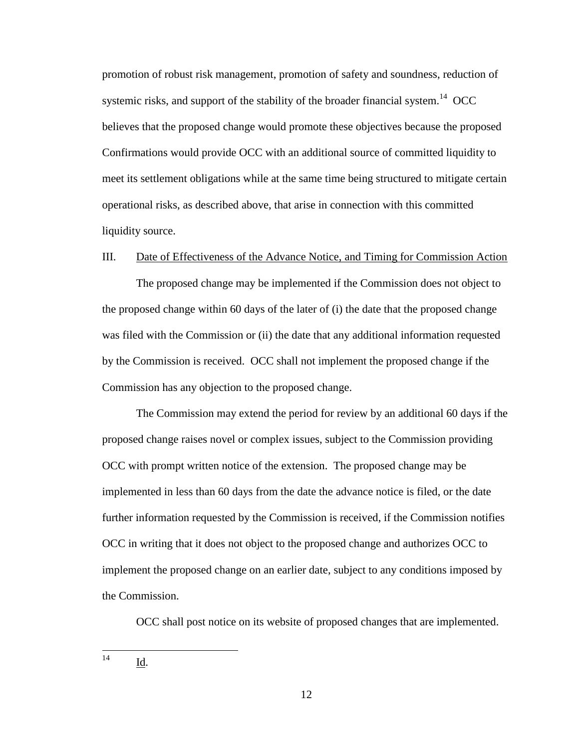promotion of robust risk management, promotion of safety and soundness, reduction of systemic risks, and support of the stability of the broader financial system.[14] OCC believes that the proposed change would promote these objectives because the proposed Confirmations would provide OCC with an additional source of committed liquidity to meet its settlement obligations while at the same time being structured to mitigate certain operational risks, as described above, that arise in connection with this committed liquidity source.

## III. Date of Effectiveness of the Advance Notice, and Timing for Commission Action

The proposed change may be implemented if the Commission does not object to the proposed change within 60 days of the later of (i) the date that the proposed change was filed with the Commission or (ii) the date that any additional information requested by the Commission is received. OCC shall not implement the proposed change if the Commission has any objection to the proposed change.

The Commission may extend the period for review by an additional 60 days if the proposed change raises novel or complex issues, subject to the Commission providing OCC with prompt written notice of the extension. The proposed change may be implemented in less than 60 days from the date the advance notice is filed, or the date further information requested by the Commission is received, if the Commission notifies OCC in writing that it does not object to the proposed change and authorizes OCC to implement the proposed change on an earlier date, subject to any conditions imposed by the Commission.

OCC shall post notice on its website of proposed changes that are implemented.

---

[14] Id.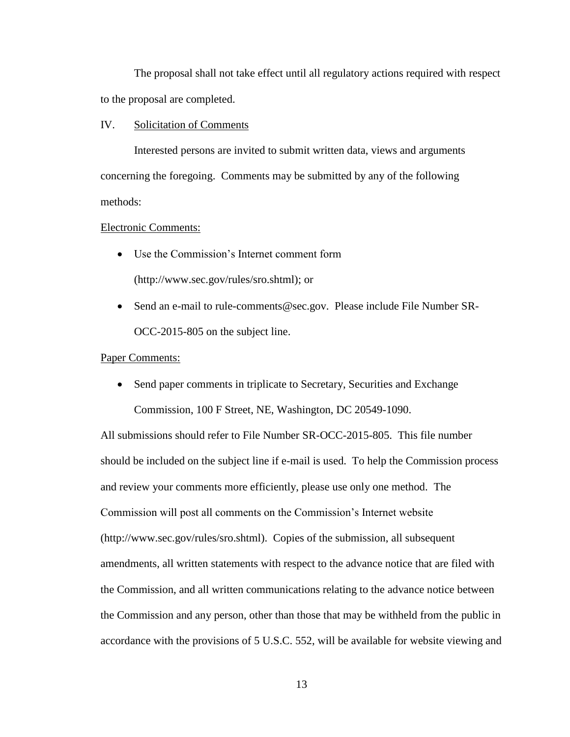The proposal shall not take effect until all regulatory actions required with respect to the proposal are completed.

IV. Solicitation of Comments

Interested persons are invited to submit written data, views and arguments concerning the foregoing. Comments may be submitted by any of the following methods:

Electronic Comments:

- Use the Commission's Internet comment form (http://www.sec.gov/rules/sro.shtml); or
- Send an e-mail to rule-comments@sec.gov. Please include File Number SR-OCC-2015-805 on the subject line.

Paper Comments:

- Send paper comments in triplicate to Secretary, Securities and Exchange Commission, 100 F Street, NE, Washington, DC 20549-1090.

All submissions should refer to File Number SR-OCC-2015-805. This file number should be included on the subject line if e-mail is used. To help the Commission process and review your comments more efficiently, please use only one method. The Commission will post all comments on the Commission's Internet website (http://www.sec.gov/rules/sro.shtml). Copies of the submission, all subsequent amendments, all written statements with respect to the advance notice that are filed with the Commission, and all written communications relating to the advance notice between the Commission and any person, other than those that may be withheld from the public in accordance with the provisions of 5 U.S.C. 552, will be available for website viewing and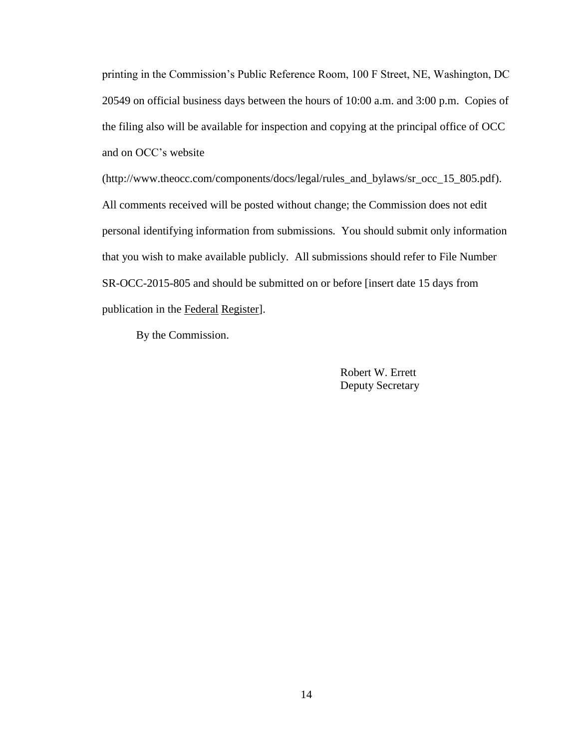printing in the Commission's Public Reference Room, 100 F Street, NE, Washington, DC 20549 on official business days between the hours of 10:00 a.m. and 3:00 p.m. Copies of the filing also will be available for inspection and copying at the principal office of OCC and on OCC's website (http://www.theocc.com/components/docs/legal/rules_and_bylaws/sr_occ_15_805.pdf). All comments received will be posted without change; the Commission does not edit personal identifying information from submissions. You should submit only information that you wish to make available publicly. All submissions should refer to File Number SR-OCC-2015-805 and should be submitted on or before [insert date 15 days from publication in the Federal Register].

By the Commission.

Robert W. Errett
Deputy Secretary